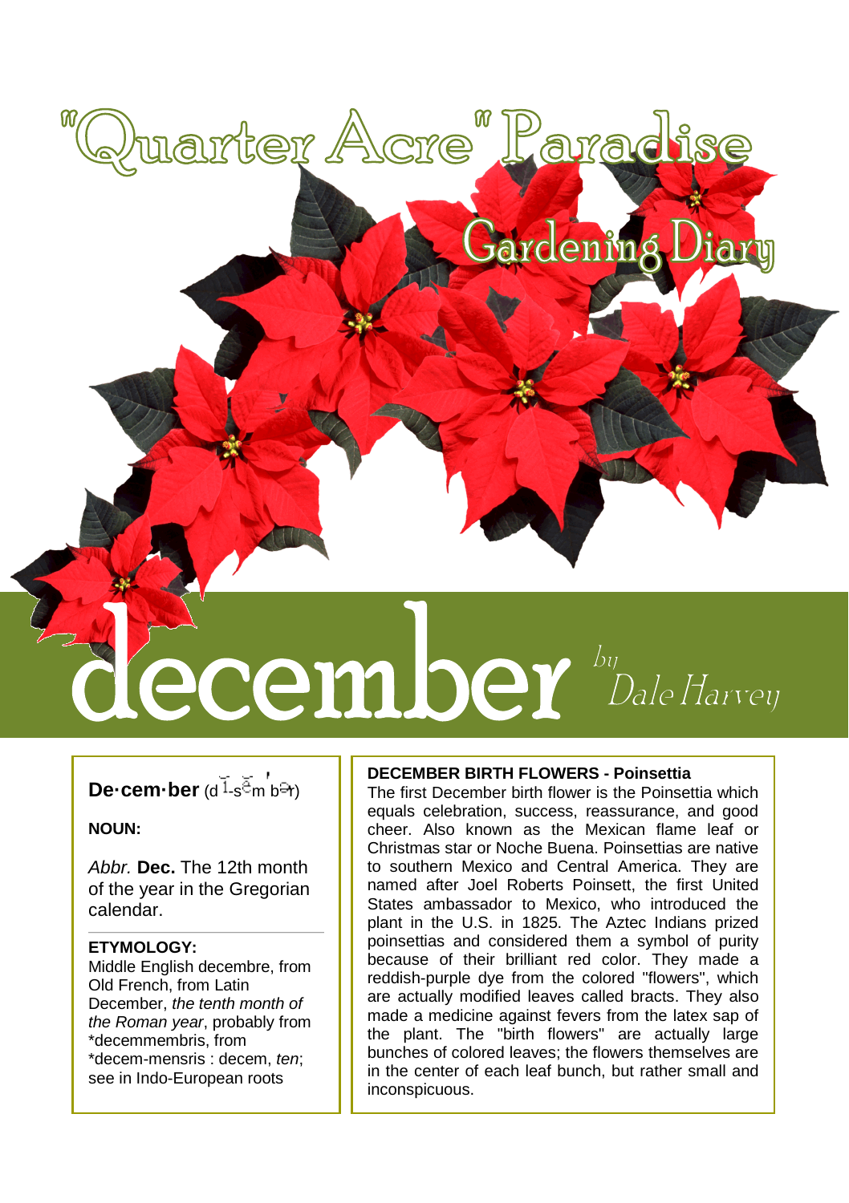# "Quarter Acre" Paradise

## Gardening Diary

# december

*by Dale Harvey*

**De·cem·ber** (dĭ-sĕm′bər)

**NOUN:**

*Abbr.* **Dec.** The 12th month of the year in the Gregorian calendar.

**ETYMOLOGY:**

Middle English decembre, from Old French, from Latin December, *the tenth month of the Roman year*, probably from *decemmembris, from *decem-mensris : decem, *ten*; see in Indo-European roots

**DECEMBER BIRTH FLOWERS - Poinsettia**

The first December birth flower is the Poinsettia which equals celebration, success, reassurance, and good cheer. Also known as the Mexican flame leaf or Christmas star or Noche Buena. Poinsettias are native to southern Mexico and Central America. They are named after Joel Roberts Poinsett, the first United States ambassador to Mexico, who introduced the plant in the U.S. in 1825. The Aztec Indians prized poinsettias and considered them a symbol of purity because of their brilliant red color. They made a reddish-purple dye from the colored "flowers", which are actually modified leaves called bracts. They also made a medicine against fevers from the latex sap of the plant. The "birth flowers" are actually large bunches of colored leaves; the flowers themselves are in the center of each leaf bunch, but rather small and inconspicuous.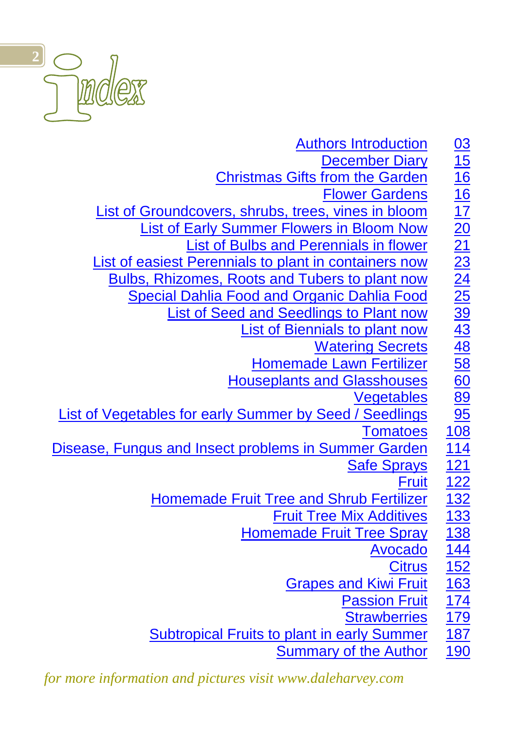# index

| | |
|---|---|
| Authors Introduction | 03 |
| December Diary | 15 |
| Christmas Gifts from the Garden | 16 |
| Flower Gardens | 16 |
| List of Groundcovers, shrubs, trees, vines in bloom | 17 |
| List of Early Summer Flowers in Bloom Now | 20 |
| List of Bulbs and Perennials in flower | 21 |
| List of easiest Perennials to plant in containers now | 23 |
| Bulbs, Rhizomes, Roots and Tubers to plant now | 24 |
| Special Dahlia Food and Organic Dahlia Food | 25 |
| List of Seed and Seedlings to Plant now | 39 |
| List of Biennials to plant now | 43 |
| Watering Secrets | 48 |
| Homemade Lawn Fertilizer | 58 |
| Houseplants and Glasshouses | 60 |
| Vegetables | 89 |
| List of Vegetables for early Summer by Seed / Seedlings | 95 |
| Tomatoes | 108 |
| Disease, Fungus and Insect problems in Summer Garden | 114 |
| Safe Sprays | 121 |
| Fruit | 122 |
| Homemade Fruit Tree and Shrub Fertilizer | 132 |
| Fruit Tree Mix Additives | 133 |
| Homemade Fruit Tree Spray | 138 |
| Avocado | 144 |
| Citrus | 152 |
| Grapes and Kiwi Fruit | 163 |
| Passion Fruit | 174 |
| Strawberries | 179 |
| Subtropical Fruits to plant in early Summer | 187 |
| Summary of the Author | 190 |

*for more information and pictures visit www.daleharvey.com*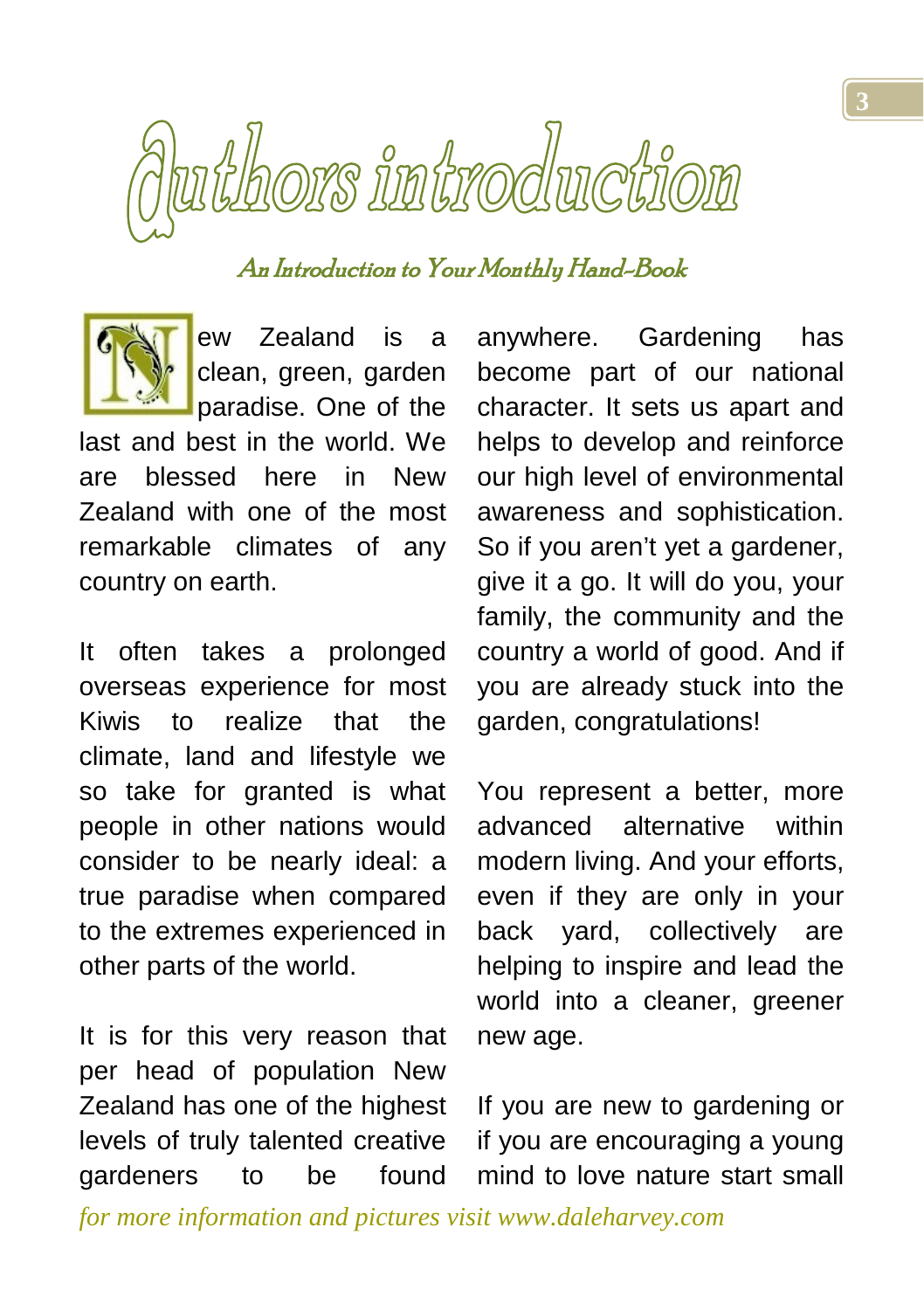# Authors introduction

*An Introduction to Your Monthly Hand-Book*

New Zealand is a clean, green, garden paradise. One of the last and best in the world. We are blessed here in New Zealand with one of the most remarkable climates of any country on earth.

It often takes a prolonged overseas experience for most Kiwis to realize that the climate, land and lifestyle we so take for granted is what people in other nations would consider to be nearly ideal: a true paradise when compared to the extremes experienced in other parts of the world.

It is for this very reason that per head of population New Zealand has one of the highest levels of truly talented creative gardeners to be found anywhere. Gardening has become part of our national character. It sets us apart and helps to develop and reinforce our high level of environmental awareness and sophistication. So if you aren't yet a gardener, give it a go. It will do you, your family, the community and the country a world of good. And if you are already stuck into the garden, congratulations!

You represent a better, more advanced alternative within modern living. And your efforts, even if they are only in your back yard, collectively are helping to inspire and lead the world into a cleaner, greener new age.

If you are new to gardening or if you are encouraging a young mind to love nature start small

*for more information and pictures visit www.daleharvey.com*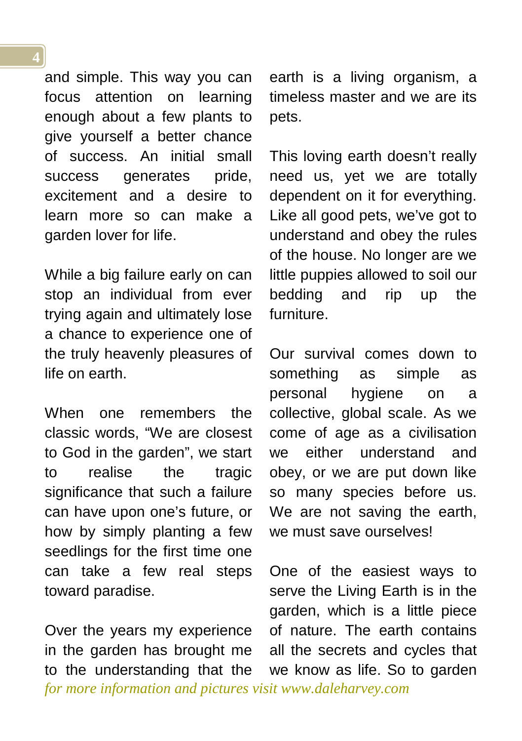and simple. This way you can focus attention on learning enough about a few plants to give yourself a better chance of success. An initial small success generates pride, excitement and a desire to learn more so can make a garden lover for life.

While a big failure early on can stop an individual from ever trying again and ultimately lose a chance to experience one of the truly heavenly pleasures of life on earth.

When one remembers the classic words, "We are closest to God in the garden", we start to realise the tragic significance that such a failure can have upon one's future, or how by simply planting a few seedlings for the first time one can take a few real steps toward paradise.

Over the years my experience in the garden has brought me to the understanding that the earth is a living organism, a timeless master and we are its pets.

This loving earth doesn't really need us, yet we are totally dependent on it for everything. Like all good pets, we've got to understand and obey the rules of the house. No longer are we little puppies allowed to soil our bedding and rip up the furniture.

Our survival comes down to something as simple as personal hygiene on a collective, global scale. As we come of age as a civilisation we either understand and obey, or we are put down like so many species before us. We are not saving the earth, we must save ourselves!

One of the easiest ways to serve the Living Earth is in the garden, which is a little piece of nature. The earth contains all the secrets and cycles that we know as life. So to garden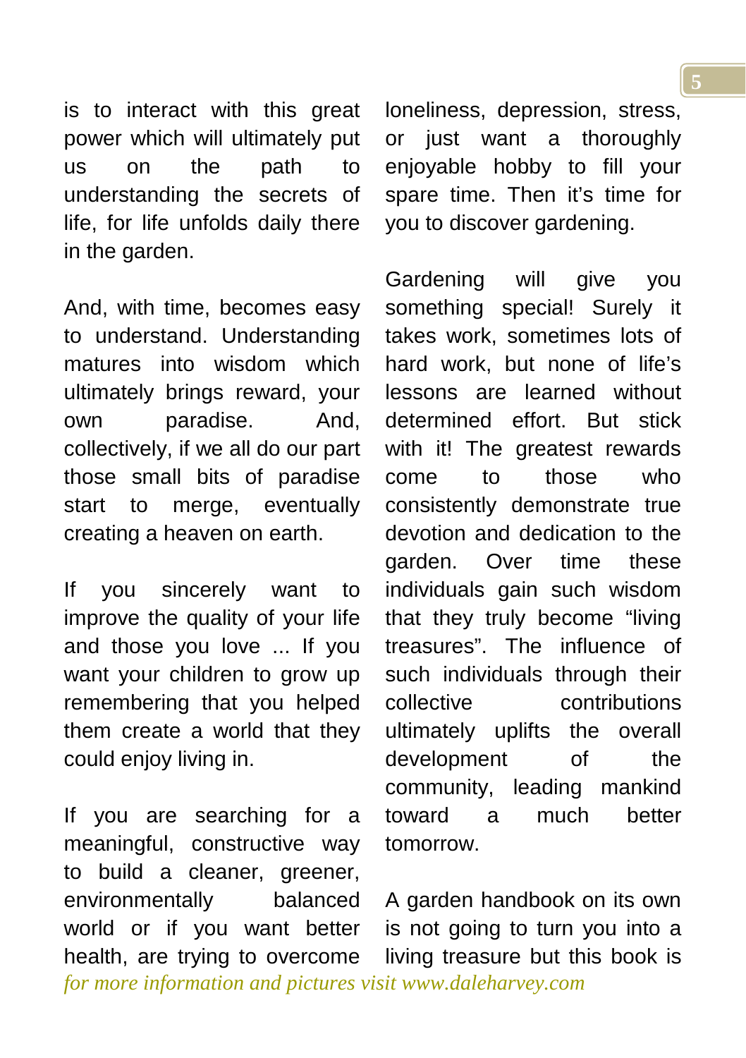is to interact with this great power which will ultimately put us on the path to understanding the secrets of life, for life unfolds daily there in the garden.

And, with time, becomes easy to understand. Understanding matures into wisdom which ultimately brings reward, your own paradise. And, collectively, if we all do our part those small bits of paradise start to merge, eventually creating a heaven on earth.

If you sincerely want to improve the quality of your life and those you love ... If you want your children to grow up remembering that you helped them create a world that they could enjoy living in.

If you are searching for a meaningful, constructive way to build a cleaner, greener, environmentally balanced world or if you want better health, are trying to overcome loneliness, depression, stress, or just want a thoroughly enjoyable hobby to fill your spare time. Then it's time for you to discover gardening.

Gardening will give you something special! Surely it takes work, sometimes lots of hard work, but none of life's lessons are learned without determined effort. But stick with it! The greatest rewards come to those who consistently demonstrate true devotion and dedication to the garden. Over time these individuals gain such wisdom that they truly become "living treasures". The influence of such individuals through their collective contributions ultimately uplifts the overall development of the community, leading mankind toward a much better tomorrow.

A garden handbook on its own is not going to turn you into a living treasure but this book is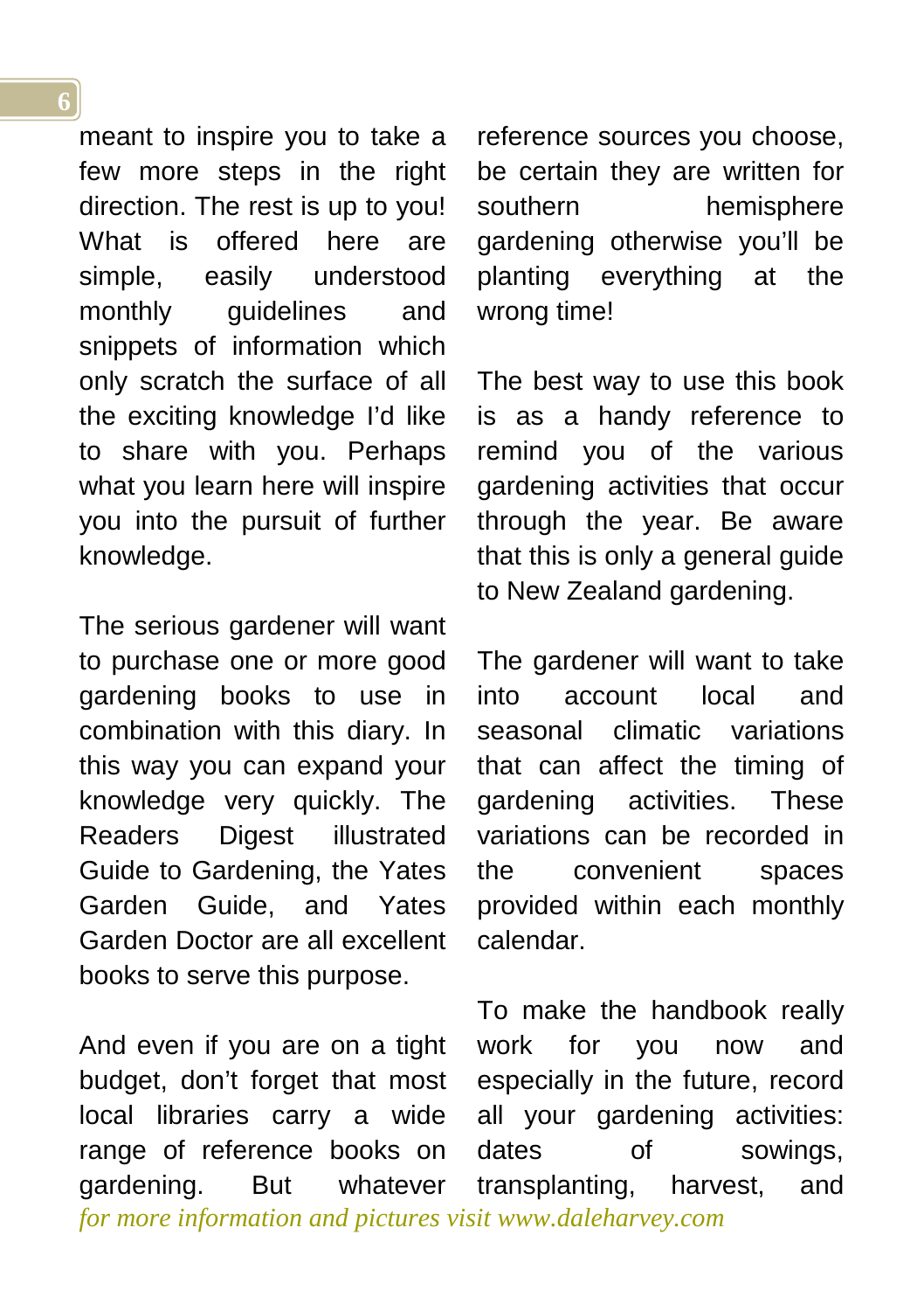meant to inspire you to take a few more steps in the right direction. The rest is up to you! What is offered here are simple, easily understood monthly guidelines and snippets of information which only scratch the surface of all the exciting knowledge I'd like to share with you. Perhaps what you learn here will inspire you into the pursuit of further knowledge.

The serious gardener will want to purchase one or more good gardening books to use in combination with this diary. In this way you can expand your knowledge very quickly. The Readers Digest illustrated Guide to Gardening, the Yates Garden Guide, and Yates Garden Doctor are all excellent books to serve this purpose.

And even if you are on a tight budget, don't forget that most local libraries carry a wide range of reference books on gardening. But whatever reference sources you choose, be certain they are written for southern hemisphere gardening otherwise you'll be planting everything at the wrong time!

The best way to use this book is as a handy reference to remind you of the various gardening activities that occur through the year. Be aware that this is only a general guide to New Zealand gardening.

The gardener will want to take into account local and seasonal climatic variations that can affect the timing of gardening activities. These variations can be recorded in the convenient spaces provided within each monthly calendar.

To make the handbook really work for you now and especially in the future, record all your gardening activities: dates of sowings, transplanting, harvest, and

*for more information and pictures visit www.daleharvey.com*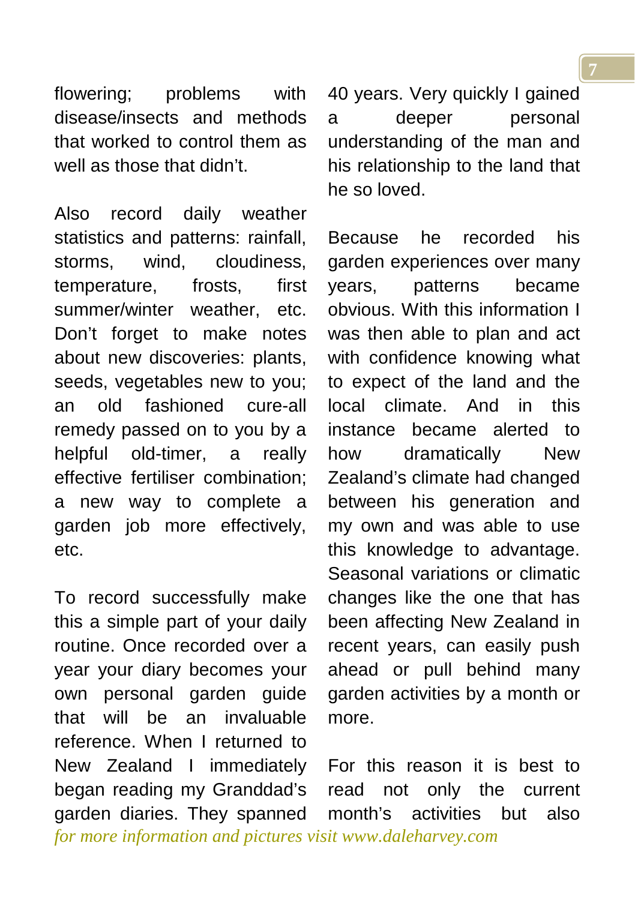flowering; problems with disease/insects and methods that worked to control them as well as those that didn't.

Also record daily weather statistics and patterns: rainfall, storms, wind, cloudiness, temperature, frosts, first summer/winter weather, etc. Don't forget to make notes about new discoveries: plants, seeds, vegetables new to you; an old fashioned cure-all remedy passed on to you by a helpful old-timer, a really effective fertiliser combination; a new way to complete a garden job more effectively, etc.

To record successfully make this a simple part of your daily routine. Once recorded over a year your diary becomes your own personal garden guide that will be an invaluable reference. When I returned to New Zealand I immediately began reading my Granddad's garden diaries. They spanned 40 years. Very quickly I gained a deeper personal understanding of the man and his relationship to the land that he so loved.

Because he recorded his garden experiences over many years, patterns became obvious. With this information I was then able to plan and act with confidence knowing what to expect of the land and the local climate. And in this instance became alerted to how dramatically New Zealand's climate had changed between his generation and my own and was able to use this knowledge to advantage. Seasonal variations or climatic changes like the one that has been affecting New Zealand in recent years, can easily push ahead or pull behind many garden activities by a month or more.

For this reason it is best to read not only the current month's activities but also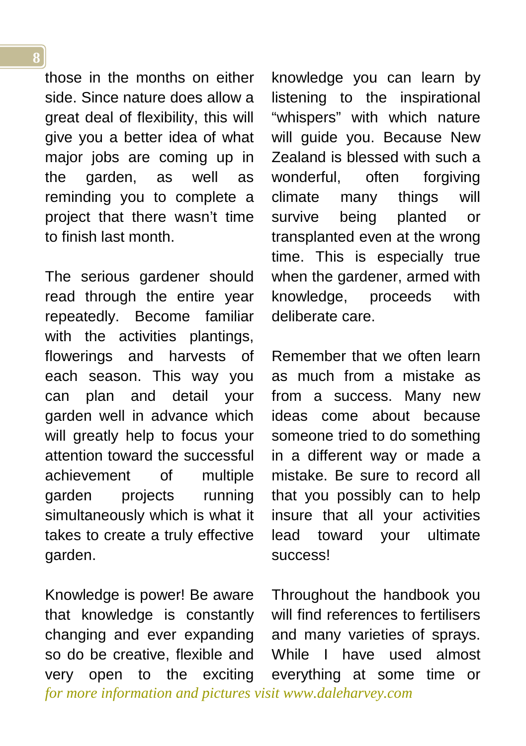those in the months on either side. Since nature does allow a great deal of flexibility, this will give you a better idea of what major jobs are coming up in the garden, as well as reminding you to complete a project that there wasn't time to finish last month.

The serious gardener should read through the entire year repeatedly. Become familiar with the activities plantings, flowerings and harvests of each season. This way you can plan and detail your garden well in advance which will greatly help to focus your attention toward the successful achievement of multiple garden projects running simultaneously which is what it takes to create a truly effective garden.

Knowledge is power! Be aware that knowledge is constantly changing and ever expanding so do be creative, flexible and very open to the exciting knowledge you can learn by listening to the inspirational "whispers" with which nature will guide you. Because New Zealand is blessed with such a wonderful, often forgiving climate many things will survive being planted or transplanted even at the wrong time. This is especially true when the gardener, armed with knowledge, proceeds with deliberate care.

Remember that we often learn as much from a mistake as from a success. Many new ideas come about because someone tried to do something in a different way or made a mistake. Be sure to record all that you possibly can to help insure that all your activities lead toward your ultimate success!

Throughout the handbook you will find references to fertilisers and many varieties of sprays. While I have used almost everything at some time or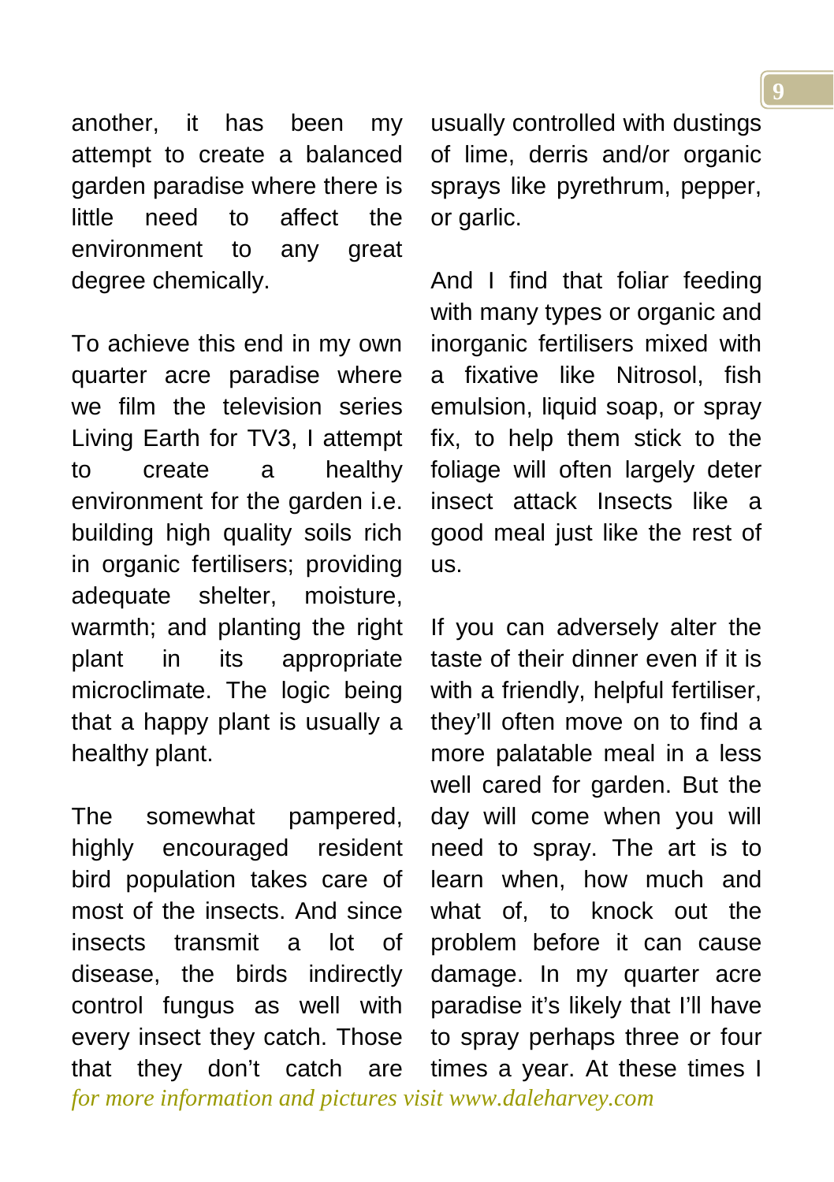another, it has been my attempt to create a balanced garden paradise where there is little need to affect the environment to any great degree chemically.

To achieve this end in my own quarter acre paradise where we film the television series Living Earth for TV3, I attempt to create a healthy environment for the garden i.e. building high quality soils rich in organic fertilisers; providing adequate shelter, moisture, warmth; and planting the right plant in its appropriate microclimate. The logic being that a happy plant is usually a healthy plant.

The somewhat pampered, highly encouraged resident bird population takes care of most of the insects. And since insects transmit a lot of disease, the birds indirectly control fungus as well with every insect they catch. Those that they don't catch are usually controlled with dustings of lime, derris and/or organic sprays like pyrethrum, pepper, or garlic.

And I find that foliar feeding with many types or organic and inorganic fertilisers mixed with a fixative like Nitrosol, fish emulsion, liquid soap, or spray fix, to help them stick to the foliage will often largely deter insect attack Insects like a good meal just like the rest of us.

If you can adversely alter the taste of their dinner even if it is with a friendly, helpful fertiliser, they'll often move on to find a more palatable meal in a less well cared for garden. But the day will come when you will need to spray. The art is to learn when, how much and what of, to knock out the problem before it can cause damage. In my quarter acre paradise it's likely that I'll have to spray perhaps three or four times a year. At these times I

*for more information and pictures visit www.daleharvey.com*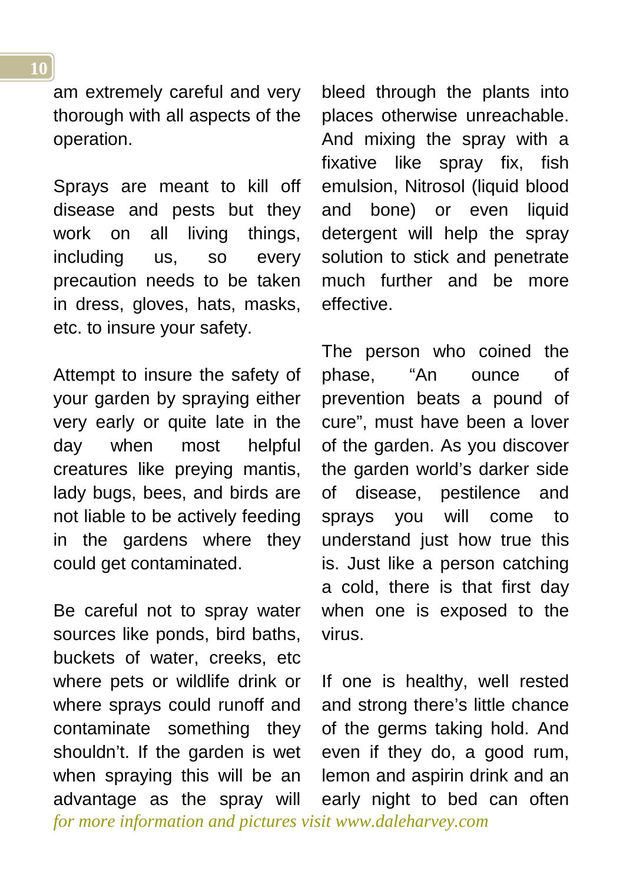am extremely careful and very thorough with all aspects of the operation.

Sprays are meant to kill off disease and pests but they work on all living things, including us, so every precaution needs to be taken in dress, gloves, hats, masks, etc. to insure your safety.

Attempt to insure the safety of your garden by spraying either very early or quite late in the day when most helpful creatures like preying mantis, lady bugs, bees, and birds are not liable to be actively feeding in the gardens where they could get contaminated.

Be careful not to spray water sources like ponds, bird baths, buckets of water, creeks, etc where pets or wildlife drink or where sprays could runoff and contaminate something they shouldn't. If the garden is wet when spraying this will be an advantage as the spray will bleed through the plants into places otherwise unreachable. And mixing the spray with a fixative like spray fix, fish emulsion, Nitrosol (liquid blood and bone) or even liquid detergent will help the spray solution to stick and penetrate much further and be more effective.

The person who coined the phase, "An ounce of prevention beats a pound of cure", must have been a lover of the garden. As you discover the garden world's darker side of disease, pestilence and sprays you will come to understand just how true this is. Just like a person catching a cold, there is that first day when one is exposed to the virus.

If one is healthy, well rested and strong there's little chance of the germs taking hold. And even if they do, a good rum, lemon and aspirin drink and an early night to bed can often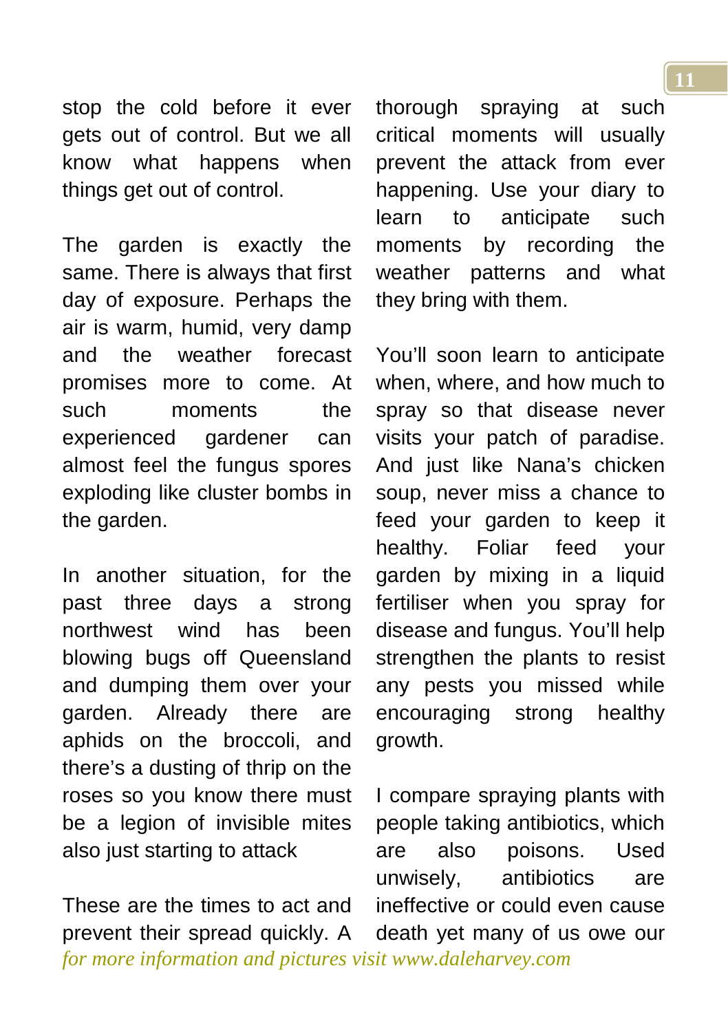stop the cold before it ever gets out of control. But we all know what happens when things get out of control.

The garden is exactly the same. There is always that first day of exposure. Perhaps the air is warm, humid, very damp and the weather forecast promises more to come. At such moments the experienced gardener can almost feel the fungus spores exploding like cluster bombs in the garden.

In another situation, for the past three days a strong northwest wind has been blowing bugs off Queensland and dumping them over your garden. Already there are aphids on the broccoli, and there's a dusting of thrip on the roses so you know there must be a legion of invisible mites also just starting to attack

These are the times to act and prevent their spread quickly. A thorough spraying at such critical moments will usually prevent the attack from ever happening. Use your diary to learn to anticipate such moments by recording the weather patterns and what they bring with them.

You'll soon learn to anticipate when, where, and how much to spray so that disease never visits your patch of paradise. And just like Nana's chicken soup, never miss a chance to feed your garden to keep it healthy. Foliar feed your garden by mixing in a liquid fertiliser when you spray for disease and fungus. You'll help strengthen the plants to resist any pests you missed while encouraging strong healthy growth.

I compare spraying plants with people taking antibiotics, which are also poisons. Used unwisely, antibiotics are ineffective or could even cause death yet many of us owe our

*for more information and pictures visit www.daleharvey.com*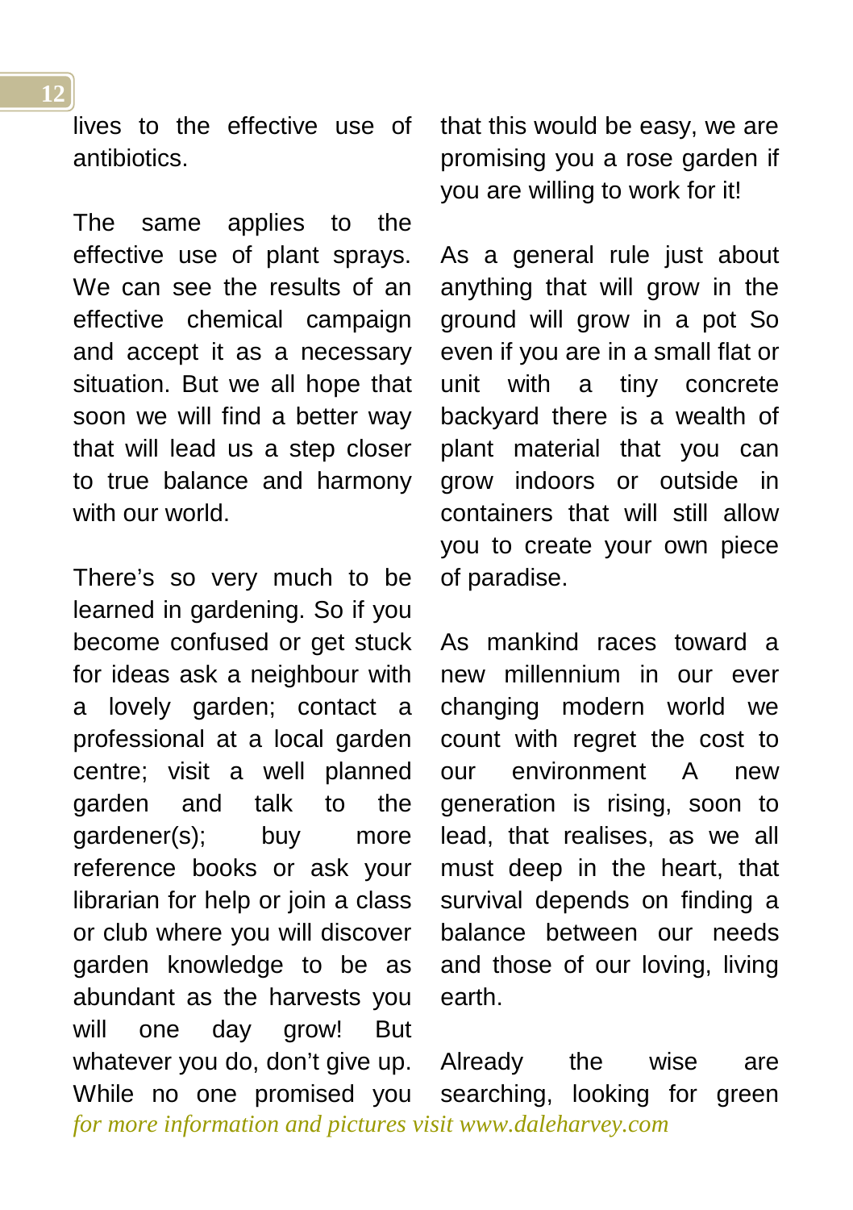lives to the effective use of antibiotics.

The same applies to the effective use of plant sprays. We can see the results of an effective chemical campaign and accept it as a necessary situation. But we all hope that soon we will find a better way that will lead us a step closer to true balance and harmony with our world.

There's so very much to be learned in gardening. So if you become confused or get stuck for ideas ask a neighbour with a lovely garden; contact a professional at a local garden centre; visit a well planned garden and talk to the gardener(s); buy more reference books or ask your librarian for help or join a class or club where you will discover garden knowledge to be as abundant as the harvests you will one day grow! But whatever you do, don't give up. While no one promised you that this would be easy, we are promising you a rose garden if you are willing to work for it!

As a general rule just about anything that will grow in the ground will grow in a pot So even if you are in a small flat or unit with a tiny concrete backyard there is a wealth of plant material that you can grow indoors or outside in containers that will still allow you to create your own piece of paradise.

As mankind races toward a new millennium in our ever changing modern world we count with regret the cost to our environment A new generation is rising, soon to lead, that realises, as we all must deep in the heart, that survival depends on finding a balance between our needs and those of our loving, living earth.

Already the wise are searching, looking for green

*for more information and pictures visit www.daleharvey.com*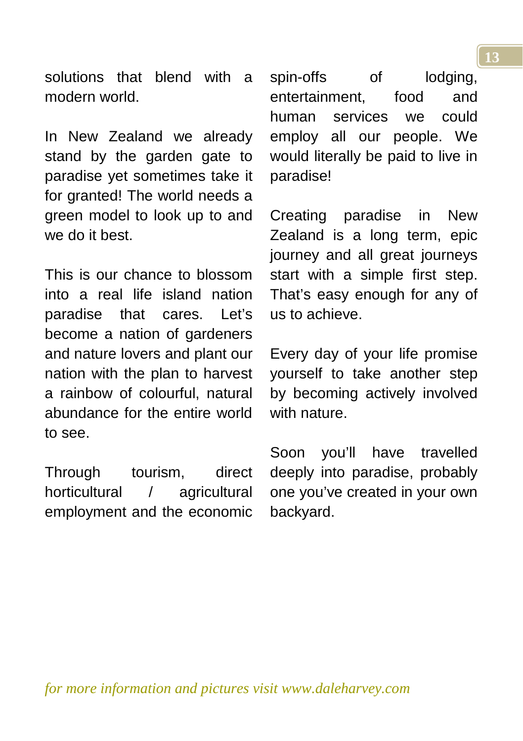solutions that blend with a modern world.

In New Zealand we already stand by the garden gate to paradise yet sometimes take it for granted! The world needs a green model to look up to and we do it best.

This is our chance to blossom into a real life island nation paradise that cares. Let's become a nation of gardeners and nature lovers and plant our nation with the plan to harvest a rainbow of colourful, natural abundance for the entire world to see.

Through tourism, direct horticultural / agricultural employment and the economic spin-offs of lodging, entertainment, food and human services we could employ all our people. We would literally be paid to live in paradise!

Creating paradise in New Zealand is a long term, epic journey and all great journeys start with a simple first step. That's easy enough for any of us to achieve.

Every day of your life promise yourself to take another step by becoming actively involved with nature.

Soon you'll have travelled deeply into paradise, probably one you've created in your own backyard.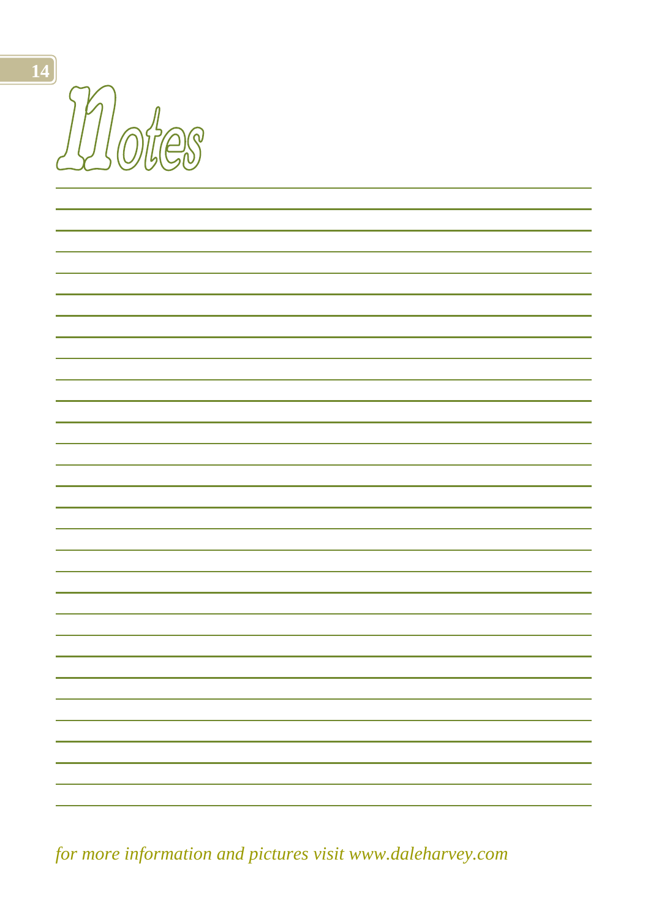# Notes

*for more information and pictures visit www.daleharvey.com*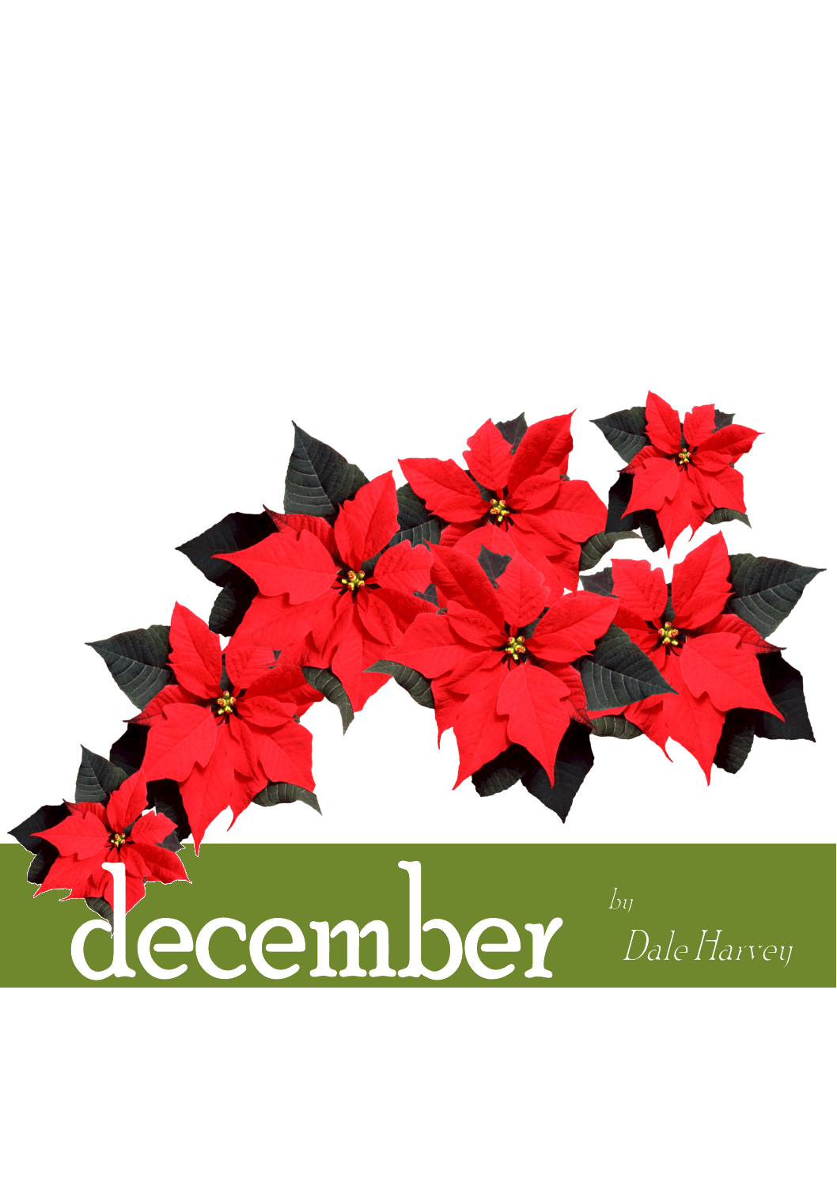# december

*by*

*Dale Harvey*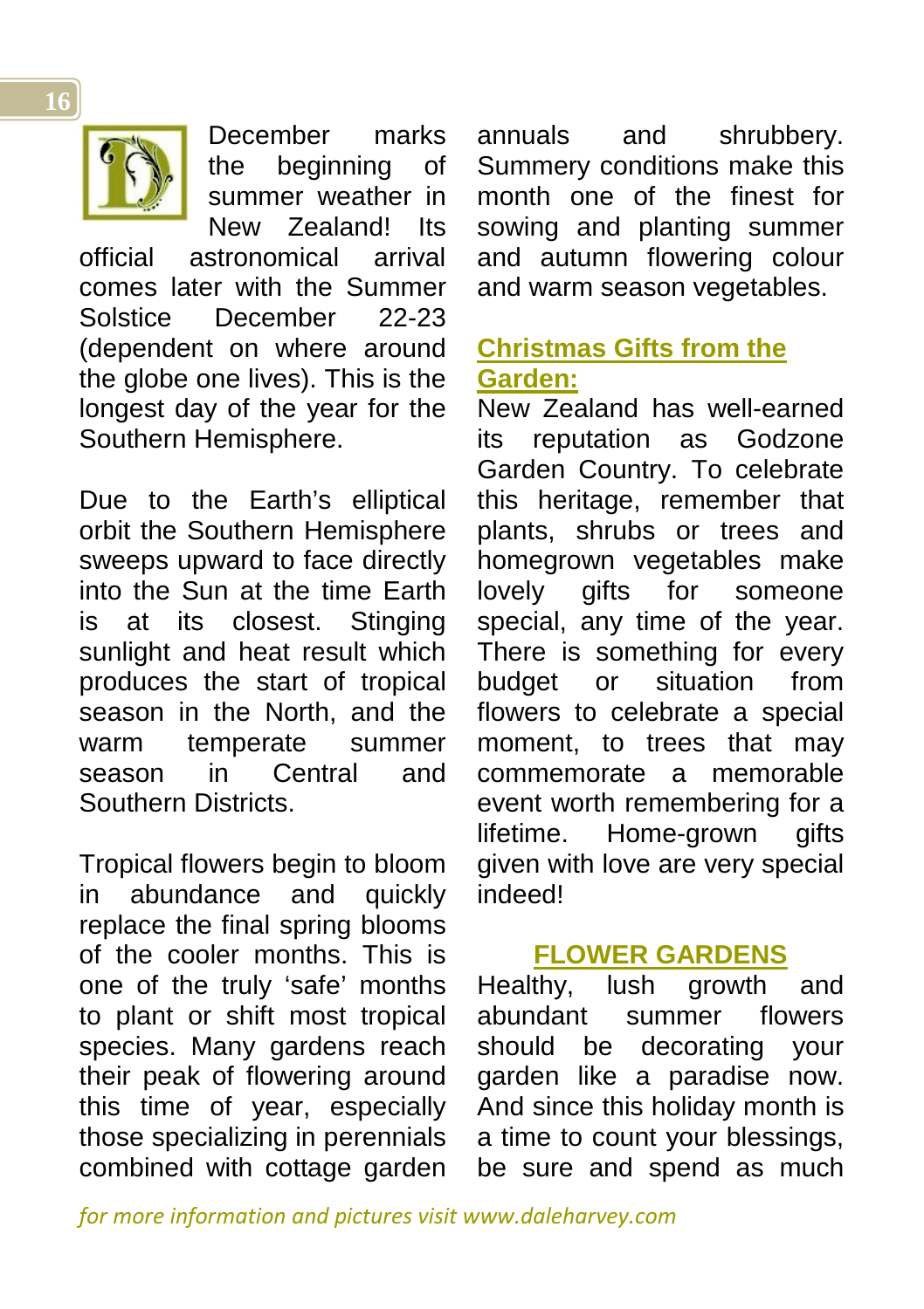December marks the beginning of summer weather in New Zealand! Its official astronomical arrival comes later with the Summer Solstice December 22-23 (dependent on where around the globe one lives). This is the longest day of the year for the Southern Hemisphere.

Due to the Earth's elliptical orbit the Southern Hemisphere sweeps upward to face directly into the Sun at the time Earth is at its closest. Stinging sunlight and heat result which produces the start of tropical season in the North, and the warm temperate summer season in Central and Southern Districts.

Tropical flowers begin to bloom in abundance and quickly replace the final spring blooms of the cooler months. This is one of the truly 'safe' months to plant or shift most tropical species. Many gardens reach their peak of flowering around this time of year, especially those specializing in perennials combined with cottage garden annuals and shrubbery. Summery conditions make this month one of the finest for sowing and planting summer and autumn flowering colour and warm season vegetables.

## Christmas Gifts from the Garden:

New Zealand has well-earned its reputation as Godzone Garden Country. To celebrate this heritage, remember that plants, shrubs or trees and homegrown vegetables make lovely gifts for someone special, any time of the year. There is something for every budget or situation from flowers to celebrate a special moment, to trees that may commemorate a memorable event worth remembering for a lifetime. Home-grown gifts given with love are very special indeed!

## FLOWER GARDENS

Healthy, lush growth and abundant summer flowers should be decorating your garden like a paradise now. And since this holiday month is a time to count your blessings, be sure and spend as much

*for more information and pictures visit www.daleharvey.com*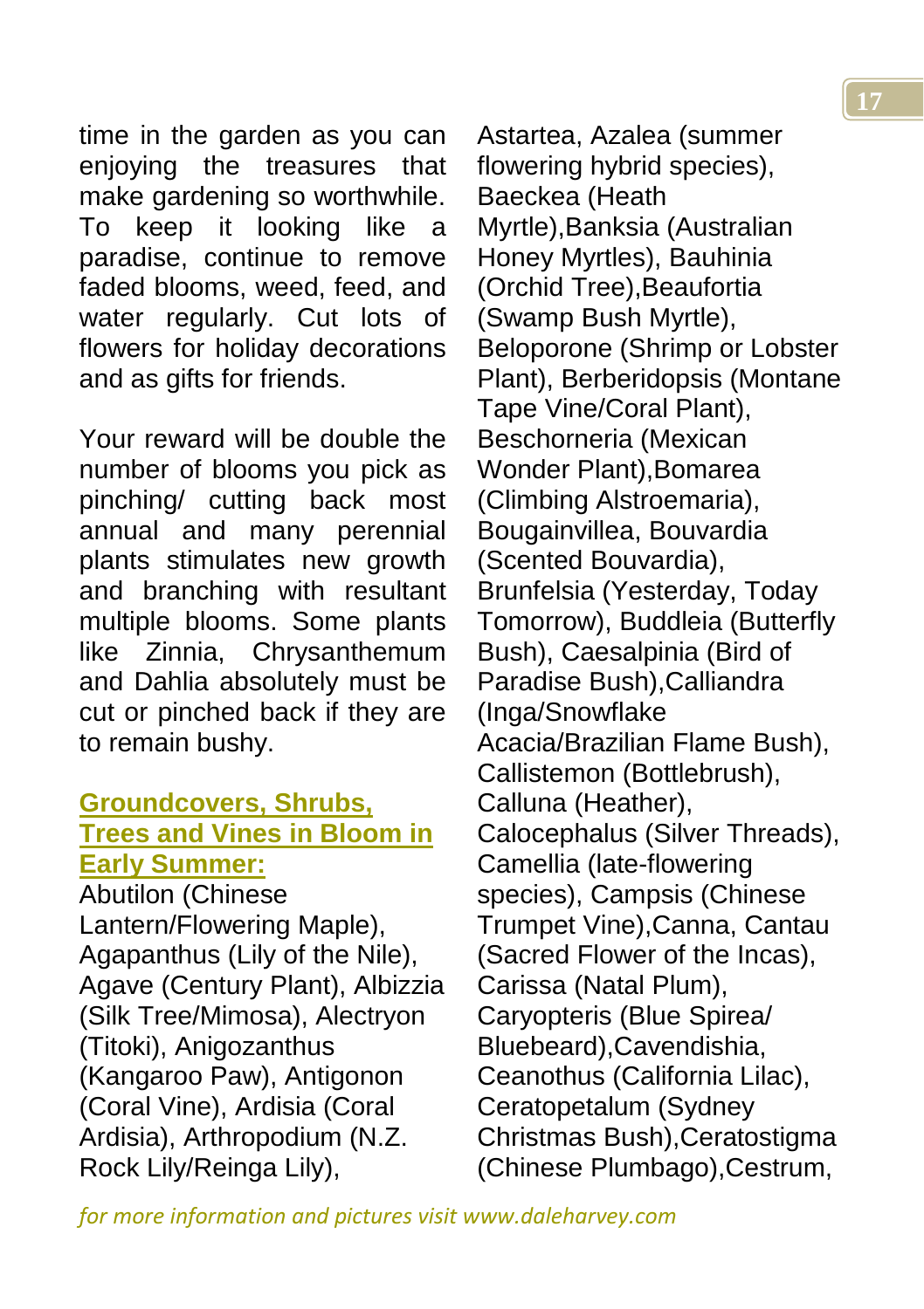time in the garden as you can enjoying the treasures that make gardening so worthwhile. To keep it looking like a paradise, continue to remove faded blooms, weed, feed, and water regularly. Cut lots of flowers for holiday decorations and as gifts for friends.

Your reward will be double the number of blooms you pick as pinching/ cutting back most annual and many perennial plants stimulates new growth and branching with resultant multiple blooms. Some plants like Zinnia, Chrysanthemum and Dahlia absolutely must be cut or pinched back if they are to remain bushy.

**Groundcovers, Shrubs, Trees and Vines in Bloom in Early Summer:**

Abutilon (Chinese Lantern/Flowering Maple), Agapanthus (Lily of the Nile), Agave (Century Plant), Albizzia (Silk Tree/Mimosa), Alectryon (Titoki), Anigozanthus (Kangaroo Paw), Antigonon (Coral Vine), Ardisia (Coral Ardisia), Arthropodium (N.Z. Rock Lily/Reinga Lily), Astartea, Azalea (summer flowering hybrid species), Baeckea (Heath Myrtle),Banksia (Australian Honey Myrtles), Bauhinia (Orchid Tree),Beaufortia (Swamp Bush Myrtle), Beloporone (Shrimp or Lobster Plant), Berberidopsis (Montane Tape Vine/Coral Plant), Beschorneria (Mexican Wonder Plant),Bomarea (Climbing Alstroemaria), Bougainvillea, Bouvardia (Scented Bouvardia), Brunfelsia (Yesterday, Today Tomorrow), Buddleia (Butterfly Bush), Caesalpinia (Bird of Paradise Bush),Calliandra (Inga/Snowflake Acacia/Brazilian Flame Bush), Callistemon (Bottlebrush), Calluna (Heather), Calocephalus (Silver Threads), Camellia (late-flowering species), Campsis (Chinese Trumpet Vine),Canna, Cantau (Sacred Flower of the Incas), Carissa (Natal Plum), Caryopteris (Blue Spirea/ Bluebeard),Cavendishia, Ceanothus (California Lilac), Ceratopetalum (Sydney Christmas Bush),Ceratostigma (Chinese Plumbago),Cestrum,

*for more information and pictures visit www.daleharvey.com*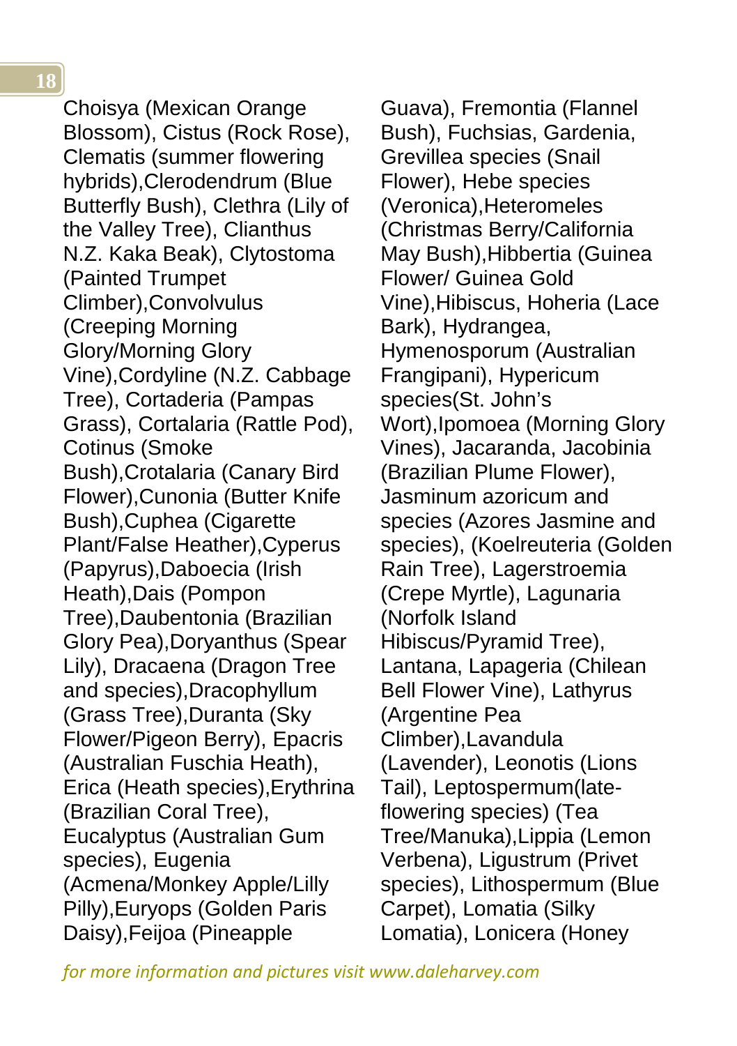Choisya (Mexican Orange Blossom), Cistus (Rock Rose), Clematis (summer flowering hybrids),Clerodendrum (Blue Butterfly Bush), Clethra (Lily of the Valley Tree), Clianthus N.Z. Kaka Beak), Clytostoma (Painted Trumpet Climber),Convolvulus (Creeping Morning Glory/Morning Glory Vine),Cordyline (N.Z. Cabbage Tree), Cortaderia (Pampas Grass), Cortalaria (Rattle Pod), Cotinus (Smoke Bush),Crotalaria (Canary Bird Flower),Cunonia (Butter Knife Bush),Cuphea (Cigarette Plant/False Heather),Cyperus (Papyrus),Daboecia (Irish Heath),Dais (Pompon Tree),Daubentonia (Brazilian Glory Pea),Doryanthus (Spear Lily), Dracaena (Dragon Tree and species),Dracophyllum (Grass Tree),Duranta (Sky Flower/Pigeon Berry), Epacris (Australian Fuschia Heath), Erica (Heath species),Erythrina (Brazilian Coral Tree), Eucalyptus (Australian Gum species), Eugenia (Acmena/Monkey Apple/Lilly Pilly),Euryops (Golden Paris Daisy),Feijoa (Pineapple Guava), Fremontia (Flannel Bush), Fuchsias, Gardenia, Grevillea species (Snail Flower), Hebe species (Veronica),Heteromeles (Christmas Berry/California May Bush),Hibbertia (Guinea Flower/ Guinea Gold Vine),Hibiscus, Hoheria (Lace Bark), Hydrangea, Hymenosporum (Australian Frangipani), Hypericum species(St. John's Wort),Ipomoea (Morning Glory Vines), Jacaranda, Jacobinia (Brazilian Plume Flower), Jasminum azoricum and species (Azores Jasmine and species), (Koelreuteria (Golden Rain Tree), Lagerstroemia (Crepe Myrtle), Lagunaria (Norfolk Island Hibiscus/Pyramid Tree), Lantana, Lapageria (Chilean Bell Flower Vine), Lathyrus (Argentine Pea Climber),Lavandula (Lavender), Leonotis (Lions Tail), Leptospermum(late-flowering species) (Tea Tree/Manuka),Lippia (Lemon Verbena), Ligustrum (Privet species), Lithospermum (Blue Carpet), Lomatia (Silky Lomatia), Lonicera (Honey

*for more information and pictures visit www.daleharvey.com*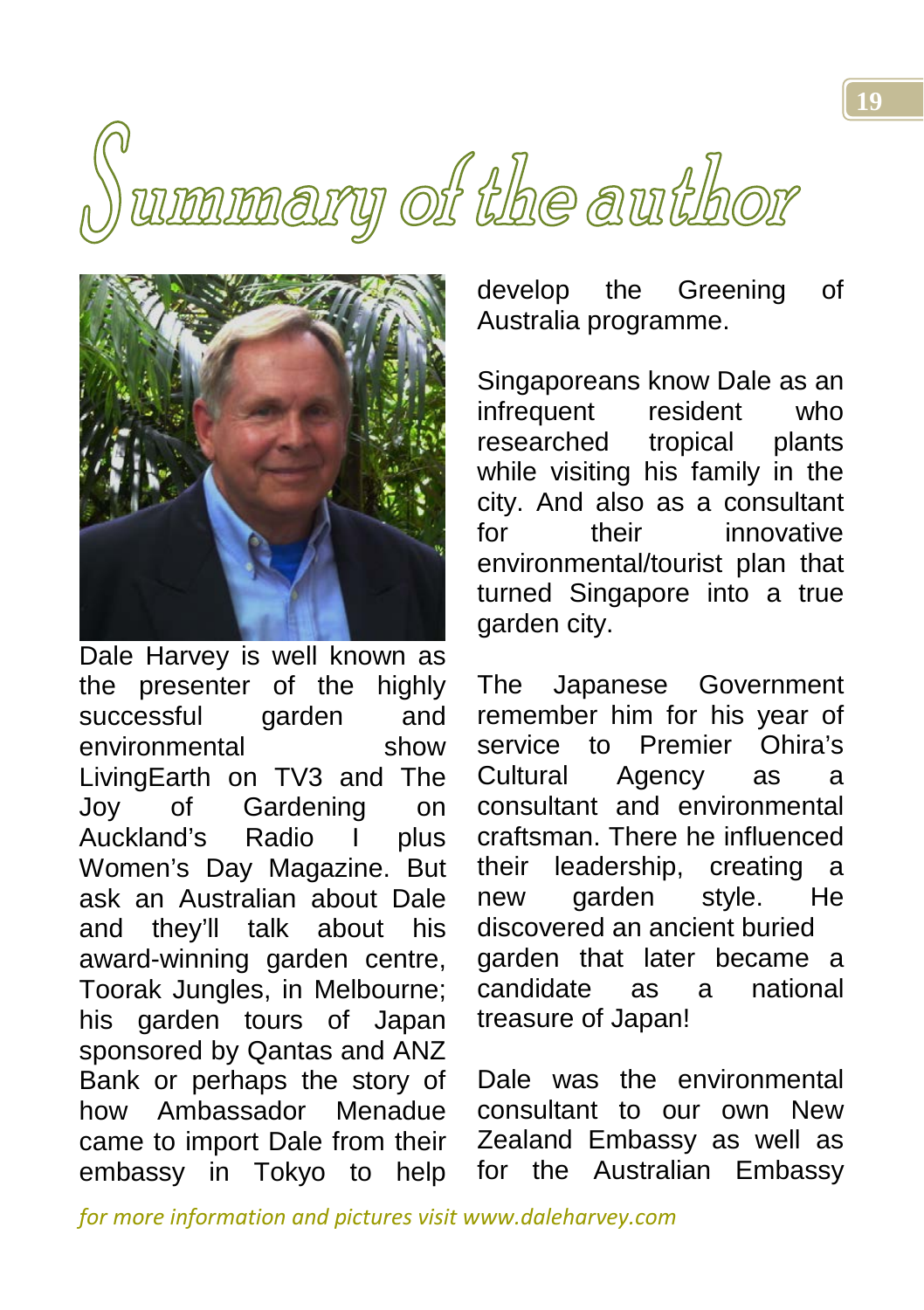# Summary of the author

Dale Harvey is well known as the presenter of the highly successful garden and environmental show LivingEarth on TV3 and The Joy of Gardening on Auckland's Radio I plus Women's Day Magazine. But ask an Australian about Dale and they'll talk about his award-winning garden centre, Toorak Jungles, in Melbourne; his garden tours of Japan sponsored by Qantas and ANZ Bank or perhaps the story of how Ambassador Menadue came to import Dale from their embassy in Tokyo to help develop the Greening of Australia programme.

Singaporeans know Dale as an infrequent resident who researched tropical plants while visiting his family in the city. And also as a consultant for their innovative environmental/tourist plan that turned Singapore into a true garden city.

The Japanese Government remember him for his year of service to Premier Ohira's Cultural Agency as a consultant and environmental craftsman. There he influenced their leadership, creating a new garden style. He discovered an ancient buried garden that later became a candidate as a national treasure of Japan!

Dale was the environmental consultant to our own New Zealand Embassy as well as for the Australian Embassy

*for more information and pictures visit www.daleharvey.com*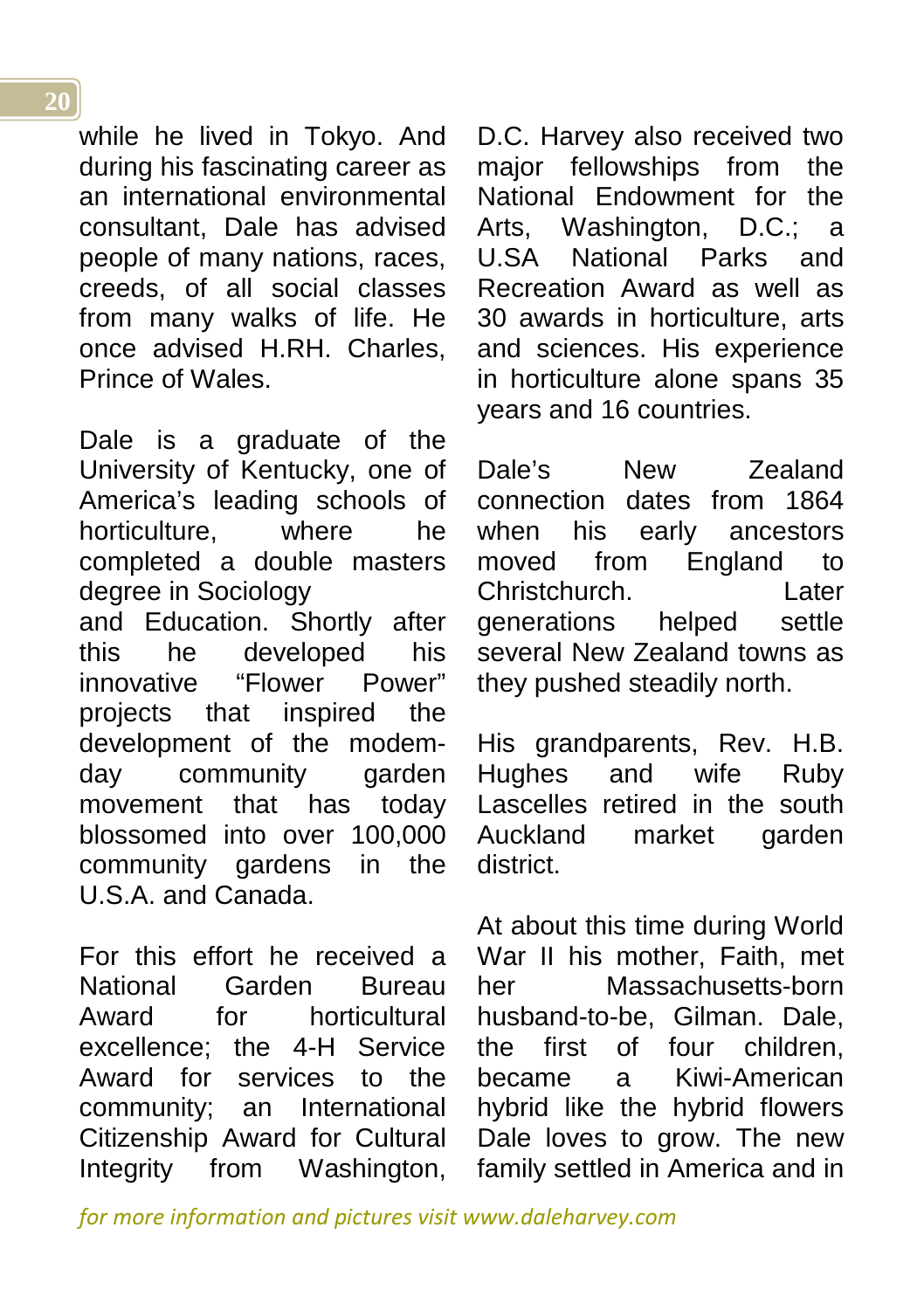while he lived in Tokyo. And during his fascinating career as an international environmental consultant, Dale has advised people of many nations, races, creeds, of all social classes from many walks of life. He once advised H.RH. Charles, Prince of Wales.

Dale is a graduate of the University of Kentucky, one of America's leading schools of horticulture, where he completed a double masters degree in Sociology
and Education. Shortly after this he developed his innovative "Flower Power" projects that inspired the development of the modem-day community garden movement that has today blossomed into over 100,000 community gardens in the U.S.A. and Canada.

For this effort he received a National Garden Bureau Award for horticultural excellence; the 4-H Service Award for services to the community; an International Citizenship Award for Cultural Integrity from Washington, D.C. Harvey also received two major fellowships from the National Endowment for the Arts, Washington, D.C.; a U.SA National Parks and Recreation Award as well as 30 awards in horticulture, arts and sciences. His experience in horticulture alone spans 35 years and 16 countries.

Dale's New Zealand connection dates from 1864 when his early ancestors moved from England to Christchurch. Later generations helped settle several New Zealand towns as they pushed steadily north.

His grandparents, Rev. H.B. Hughes and wife Ruby Lascelles retired in the south Auckland market garden district.

At about this time during World War II his mother, Faith, met her Massachusetts-born husband-to-be, Gilman. Dale, the first of four children, became a Kiwi-American hybrid like the hybrid flowers Dale loves to grow. The new family settled in America and in

*for more information and pictures visit www.daleharvey.com*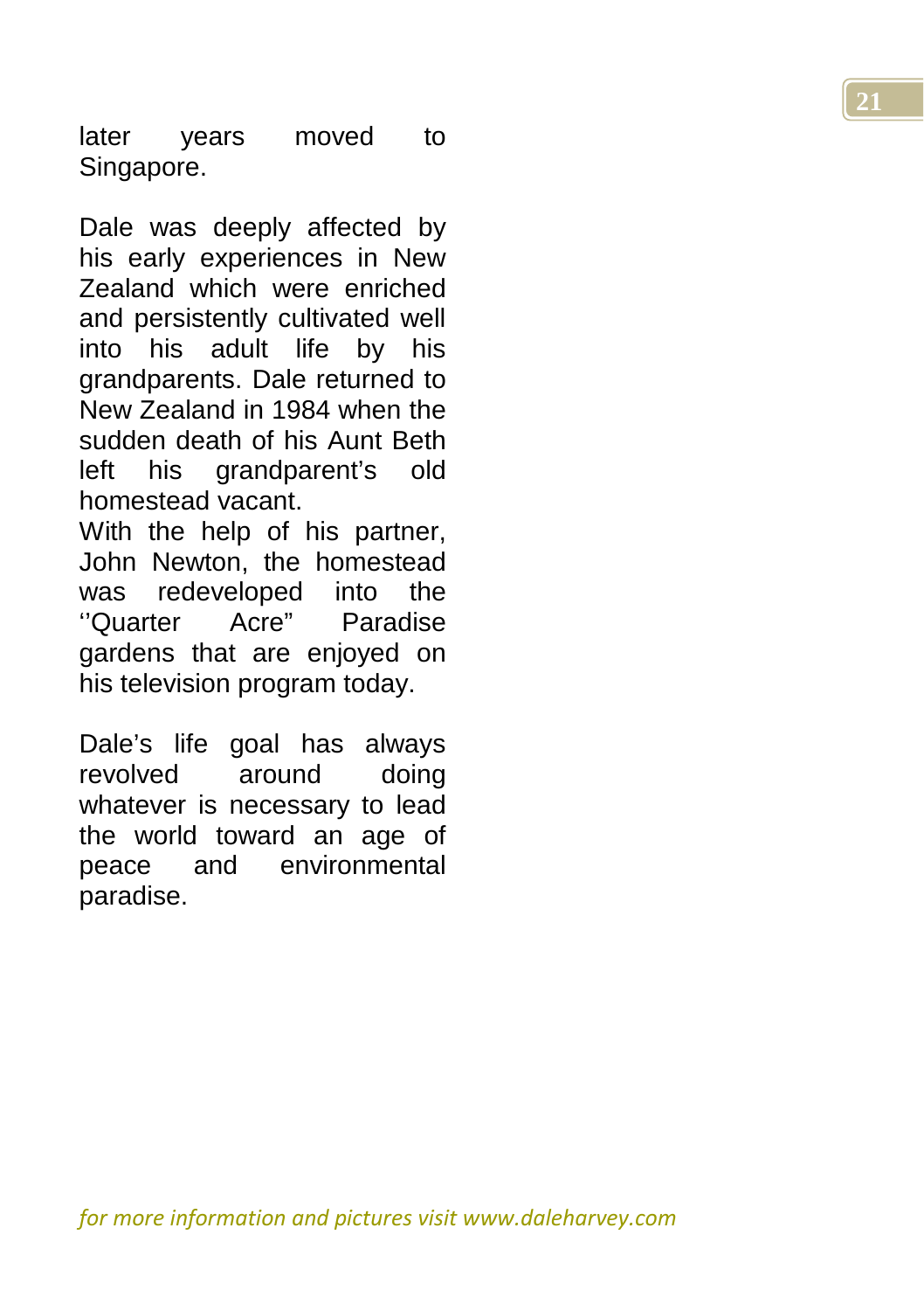later years moved to Singapore.

Dale was deeply affected by his early experiences in New Zealand which were enriched and persistently cultivated well into his adult life by his grandparents. Dale returned to New Zealand in 1984 when the sudden death of his Aunt Beth left his grandparent's old homestead vacant.
With the help of his partner, John Newton, the homestead was redeveloped into the ''Quarter Acre" Paradise gardens that are enjoyed on his television program today.

Dale's life goal has always revolved around doing whatever is necessary to lead the world toward an age of peace and environmental paradise.

*for more information and pictures visit www.daleharvey.com*